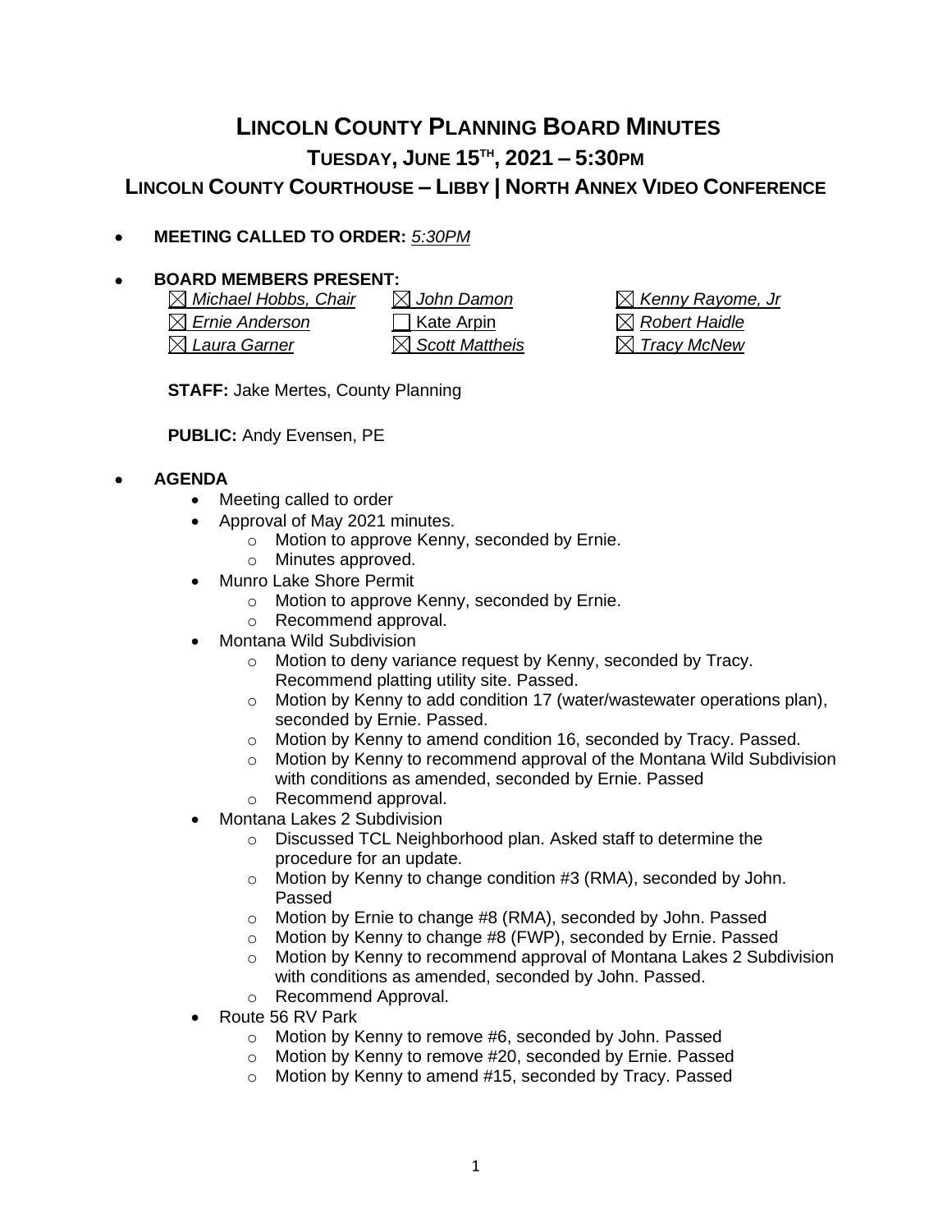# LINCOLN COUNTY PLANNING BOARD MINUTES

## TUESDAY, JUNE 15TH, 2021 – 5:30PM

## LINCOLN COUNTY COURTHOUSE – LIBBY | NORTH ANNEX VIDEO CONFERENCE

- **MEETING CALLED TO ORDER:** *5:30PM*

- **BOARD MEMBERS PRESENT:**

| | | |
|---|---|---|
| ☒ *Michael Hobbs, Chair* | ☒ *John Damon* | ☒ *Kenny Rayome, Jr* |
| ☒ *Ernie Anderson* | ☐ Kate Arpin | ☒ *Robert Haidle* |
| ☒ *Laura Garner* | ☒ *Scott Mattheis* | ☒ *Tracy McNew* |

  **STAFF:** Jake Mertes, County Planning

  **PUBLIC:** Andy Evensen, PE

- **AGENDA**
  - Meeting called to order
  - Approval of May 2021 minutes.
    - Motion to approve Kenny, seconded by Ernie.
    - Minutes approved.
  - Munro Lake Shore Permit
    - Motion to approve Kenny, seconded by Ernie.
    - Recommend approval.
  - Montana Wild Subdivision
    - Motion to deny variance request by Kenny, seconded by Tracy. Recommend platting utility site. Passed.
    - Motion by Kenny to add condition 17 (water/wastewater operations plan), seconded by Ernie. Passed.
    - Motion by Kenny to amend condition 16, seconded by Tracy. Passed.
    - Motion by Kenny to recommend approval of the Montana Wild Subdivision with conditions as amended, seconded by Ernie. Passed
    - Recommend approval.
  - Montana Lakes 2 Subdivision
    - Discussed TCL Neighborhood plan. Asked staff to determine the procedure for an update.
    - Motion by Kenny to change condition #3 (RMA), seconded by John. Passed
    - Motion by Ernie to change #8 (RMA), seconded by John. Passed
    - Motion by Kenny to change #8 (FWP), seconded by Ernie. Passed
    - Motion by Kenny to recommend approval of Montana Lakes 2 Subdivision with conditions as amended, seconded by John. Passed.
    - Recommend Approval.
  - Route 56 RV Park
    - Motion by Kenny to remove #6, seconded by John. Passed
    - Motion by Kenny to remove #20, seconded by Ernie. Passed
    - Motion by Kenny to amend #15, seconded by Tracy. Passed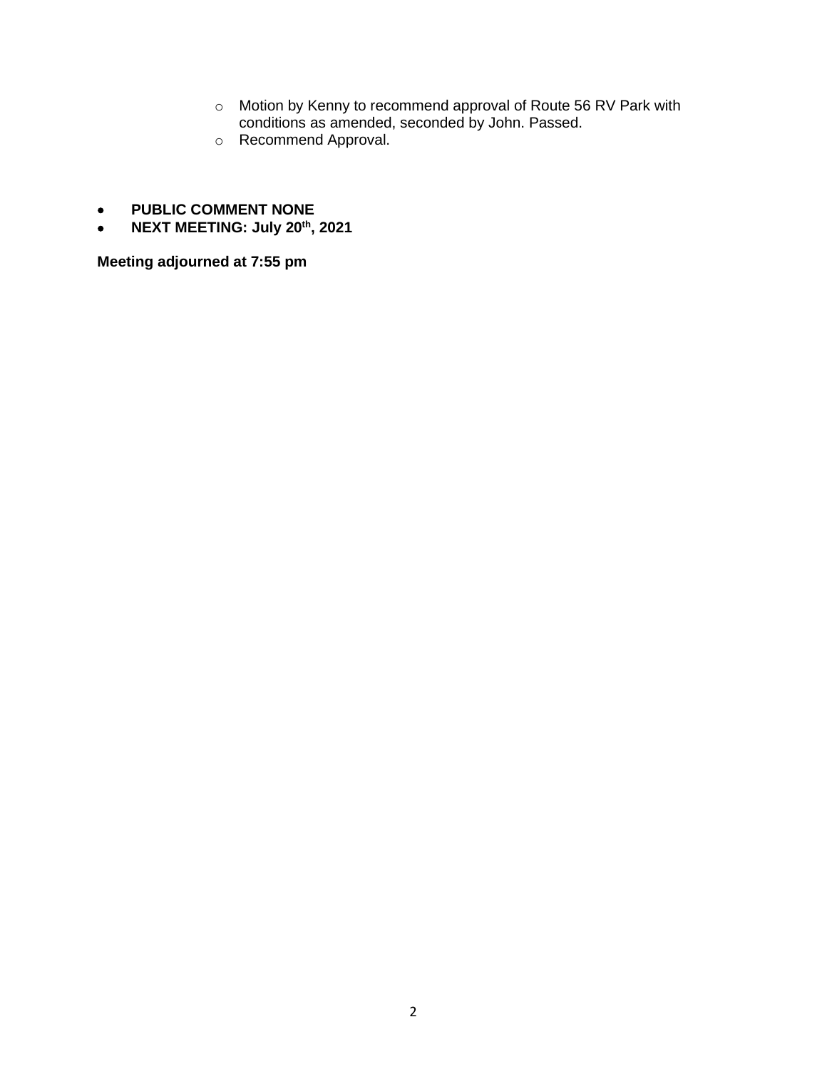- Motion by Kenny to recommend approval of Route 56 RV Park with conditions as amended, seconded by John. Passed.
  - Recommend Approval.

- **PUBLIC COMMENT NONE**
- **NEXT MEETING: July 20th, 2021**

**Meeting adjourned at 7:55 pm**